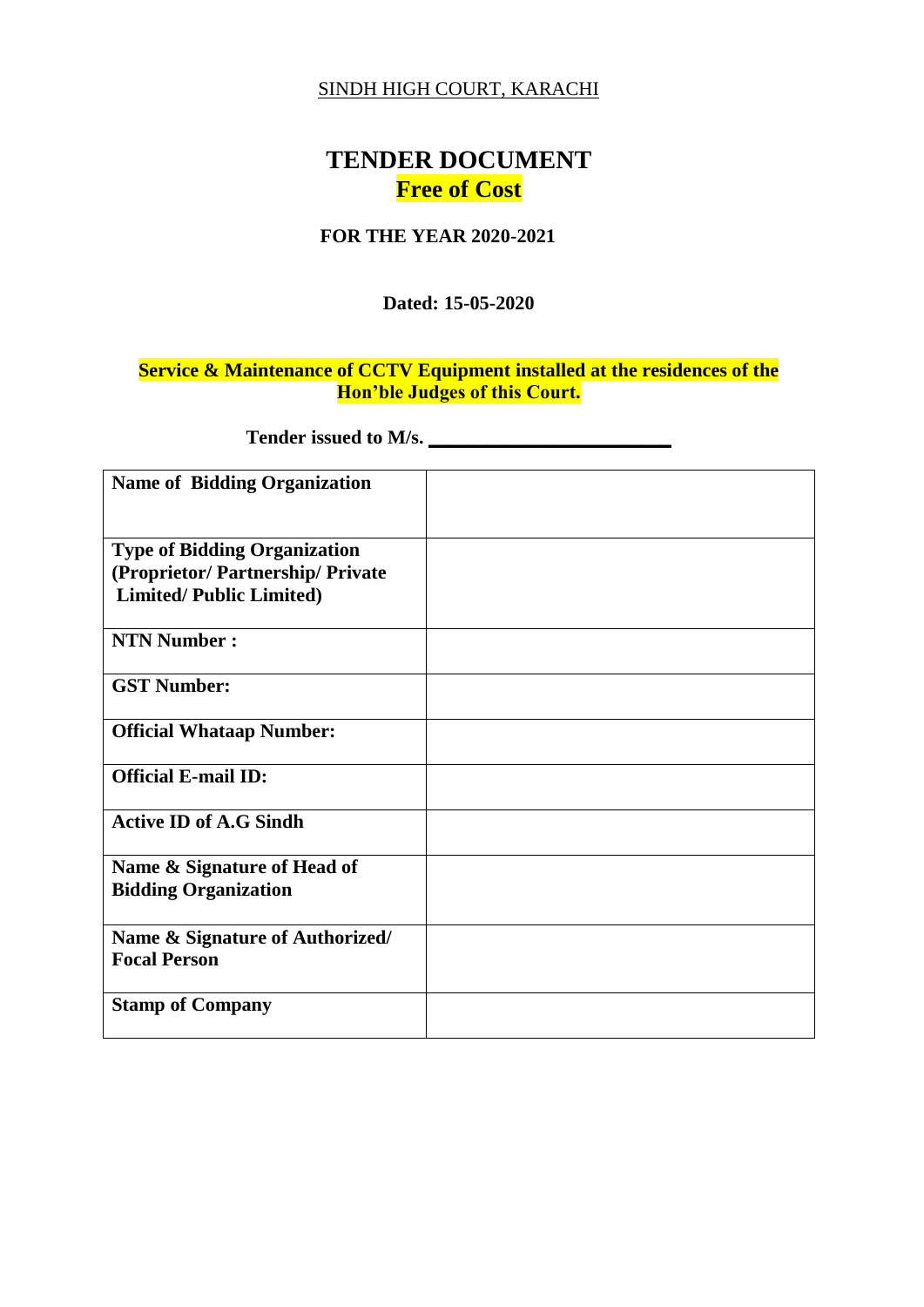SINDH HIGH COURT, KARACHI

# TENDER DOCUMENT

## Free of Cost

### FOR THE YEAR 2020-2021

**Dated: 15-05-2020**

**Service & Maintenance of CCTV Equipment installed at the residences of the Hon'ble Judges of this Court.**

**Tender issued to M/s. \_\_\_\_\_\_\_\_\_\_\_\_\_\_\_\_\_\_\_\_\_\_\_\_\_**

| | |
|---|---|
| **Name of Bidding Organization** | |
| **Type of Bidding Organization (Proprietor/ Partnership/ Private Limited/ Public Limited)** | |
| **NTN Number :** | |
| **GST Number:** | |
| **Official Whataap Number:** | |
| **Official E-mail ID:** | |
| **Active ID of A.G Sindh** | |
| **Name & Signature of Head of Bidding Organization** | |
| **Name & Signature of Authorized/ Focal Person** | |
| **Stamp of Company** | |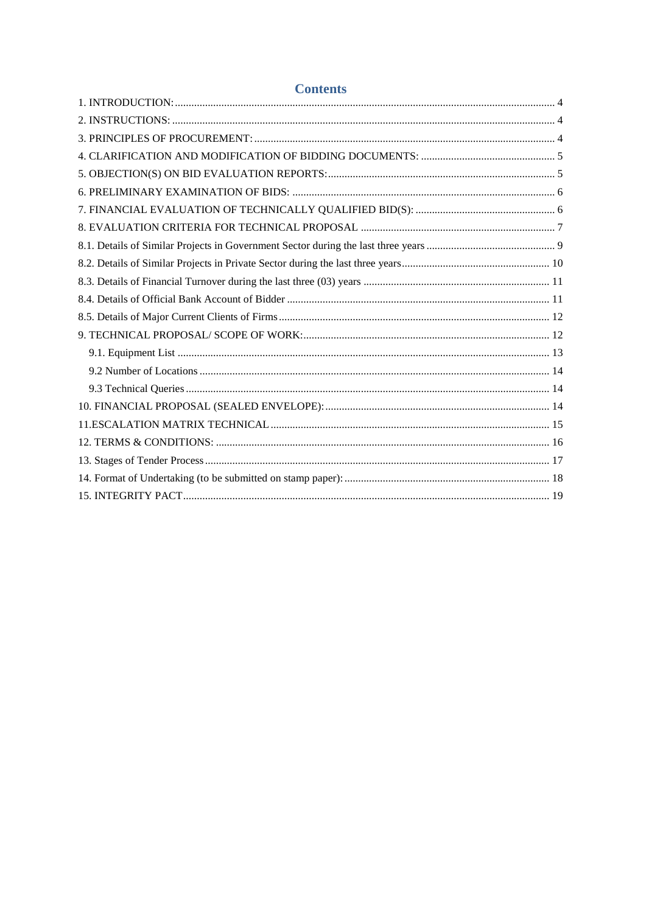# Contents

1. INTRODUCTION: 4
2. INSTRUCTIONS: 4
3. PRINCIPLES OF PROCUREMENT: 4
4. CLARIFICATION AND MODIFICATION OF BIDDING DOCUMENTS: 5
5. OBJECTION(S) ON BID EVALUATION REPORTS: 5
6. PRELIMINARY EXAMINATION OF BIDS: 6
7. FINANCIAL EVALUATION OF TECHNICALLY QUALIFIED BID(S): 6
8. EVALUATION CRITERIA FOR TECHNICAL PROPOSAL 7

8.1. Details of Similar Projects in Government Sector during the last three years 9

8.2. Details of Similar Projects in Private Sector during the last three years 10

8.3. Details of Financial Turnover during the last three (03) years 11

8.4. Details of Official Bank Account of Bidder 11

8.5. Details of Major Current Clients of Firms 12

9. TECHNICAL PROPOSAL/ SCOPE OF WORK: 12

   9.1. Equipment List 13

   9.2 Number of Locations 14

   9.3 Technical Queries 14

10. FINANCIAL PROPOSAL (SEALED ENVELOPE): 14

11.ESCALATION MATRIX TECHNICAL 15

12. TERMS & CONDITIONS: 16

13. Stages of Tender Process 17

14. Format of Undertaking (to be submitted on stamp paper): 18

15. INTEGRITY PACT 19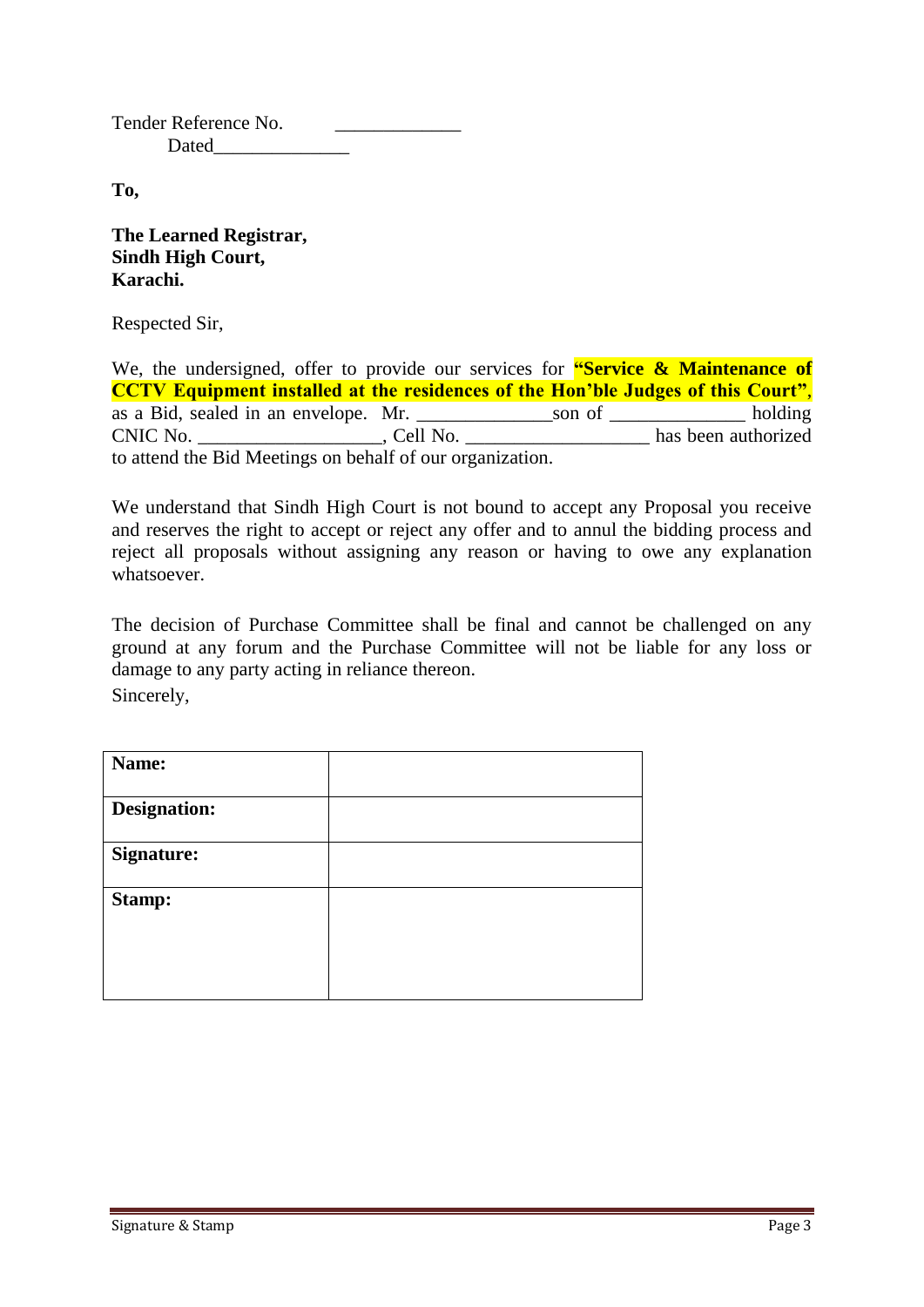Tender Reference No. _____________

Dated______________

**To,**

**The Learned Registrar,**
**Sindh High Court,**
**Karachi.**

Respected Sir,

We, the undersigned, offer to provide our services for **"Service & Maintenance of CCTV Equipment installed at the residences of the Hon'ble Judges of this Court"**, as a Bid, sealed in an envelope. Mr. ______________son of ______________ holding CNIC No. ___________________, Cell No. ___________________ has been authorized to attend the Bid Meetings on behalf of our organization.

We understand that Sindh High Court is not bound to accept any Proposal you receive and reserves the right to accept or reject any offer and to annul the bidding process and reject all proposals without assigning any reason or having to owe any explanation whatsoever.

The decision of Purchase Committee shall be final and cannot be challenged on any ground at any forum and the Purchase Committee will not be liable for any loss or damage to any party acting in reliance thereon.

Sincerely,

| **Name:** | |
|---|---|
| **Designation:** | |
| **Signature:** | |
| **Stamp:** | |

Signature & Stamp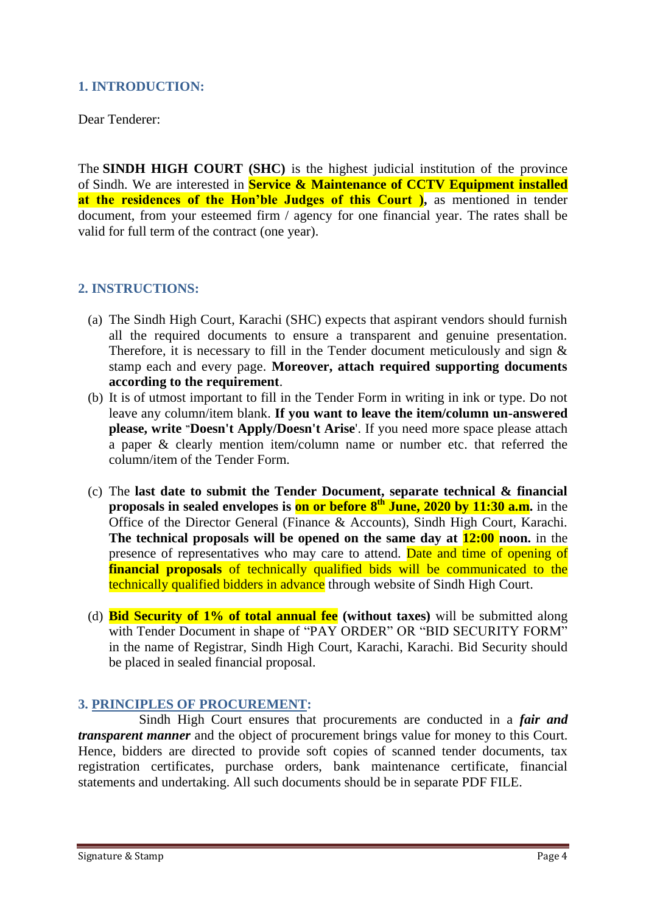## 1. INTRODUCTION:

Dear Tenderer:

The **SINDH HIGH COURT (SHC)** is the highest judicial institution of the province of Sindh. We are interested in **Service & Maintenance of CCTV Equipment installed at the residences of the Hon'ble Judges of this Court ),** as mentioned in tender document, from your esteemed firm / agency for one financial year. The rates shall be valid for full term of the contract (one year).

## 2. INSTRUCTIONS:

(a) The Sindh High Court, Karachi (SHC) expects that aspirant vendors should furnish all the required documents to ensure a transparent and genuine presentation. Therefore, it is necessary to fill in the Tender document meticulously and sign & stamp each and every page. **Moreover, attach required supporting documents according to the requirement**.

(b) It is of utmost important to fill in the Tender Form in writing in ink or type. Do not leave any column/item blank. **If you want to leave the item/column un-answered please, write "Doesn't Apply/Doesn't Arise**'. If you need more space please attach a paper & clearly mention item/column name or number etc. that referred the column/item of the Tender Form.

(c) The **last date to submit the Tender Document, separate technical & financial proposals in sealed envelopes is on or before 8th June, 2020 by 11:30 a.m.** in the Office of the Director General (Finance & Accounts), Sindh High Court, Karachi. **The technical proposals will be opened on the same day at 12:00 noon.** in the presence of representatives who may care to attend. Date and time of opening of **financial proposals** of technically qualified bids will be communicated to the technically qualified bidders in advance through website of Sindh High Court.

(d) **Bid Security of 1% of total annual fee (without taxes)** will be submitted along with Tender Document in shape of "PAY ORDER" OR "BID SECURITY FORM" in the name of Registrar, Sindh High Court, Karachi, Karachi. Bid Security should be placed in sealed financial proposal.

## 3. PRINCIPLES OF PROCUREMENT:

Sindh High Court ensures that procurements are conducted in a ***fair and transparent manner*** and the object of procurement brings value for money to this Court. Hence, bidders are directed to provide soft copies of scanned tender documents, tax registration certificates, purchase orders, bank maintenance certificate, financial statements and undertaking. All such documents should be in separate PDF FILE.

Signature & Stamp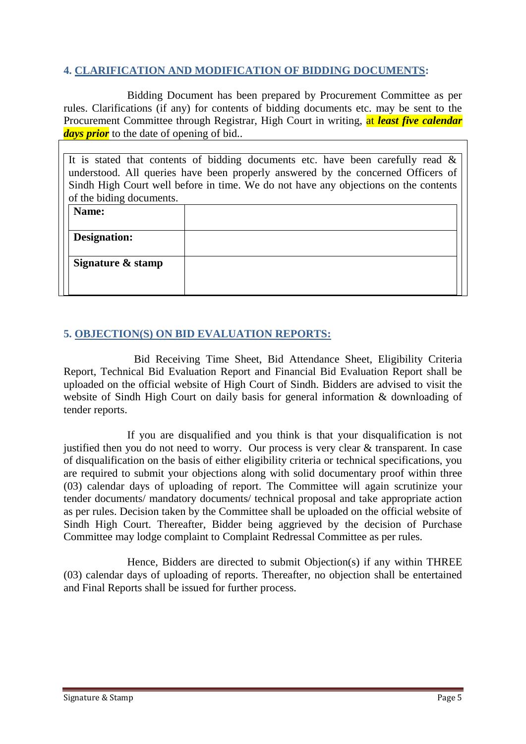## 4. CLARIFICATION AND MODIFICATION OF BIDDING DOCUMENTS:

Bidding Document has been prepared by Procurement Committee as per rules. Clarifications (if any) for contents of bidding documents etc. may be sent to the Procurement Committee through Registrar, High Court in writing, at ***least five calendar days prior*** to the date of opening of bid..

It is stated that contents of bidding documents etc. have been carefully read & understood. All queries have been properly answered by the concerned Officers of Sindh High Court well before in time. We do not have any objections on the contents of the biding documents.

| | |
|---|---|
| **Name:** | |
| **Designation:** | |
| **Signature & stamp** | |

## 5. OBJECTION(S) ON BID EVALUATION REPORTS:

Bid Receiving Time Sheet, Bid Attendance Sheet, Eligibility Criteria Report, Technical Bid Evaluation Report and Financial Bid Evaluation Report shall be uploaded on the official website of High Court of Sindh. Bidders are advised to visit the website of Sindh High Court on daily basis for general information & downloading of tender reports.

If you are disqualified and you think is that your disqualification is not justified then you do not need to worry. Our process is very clear & transparent. In case of disqualification on the basis of either eligibility criteria or technical specifications, you are required to submit your objections along with solid documentary proof within three (03) calendar days of uploading of report. The Committee will again scrutinize your tender documents/ mandatory documents/ technical proposal and take appropriate action as per rules. Decision taken by the Committee shall be uploaded on the official website of Sindh High Court. Thereafter, Bidder being aggrieved by the decision of Purchase Committee may lodge complaint to Complaint Redressal Committee as per rules.

Hence, Bidders are directed to submit Objection(s) if any within THREE (03) calendar days of uploading of reports. Thereafter, no objection shall be entertained and Final Reports shall be issued for further process.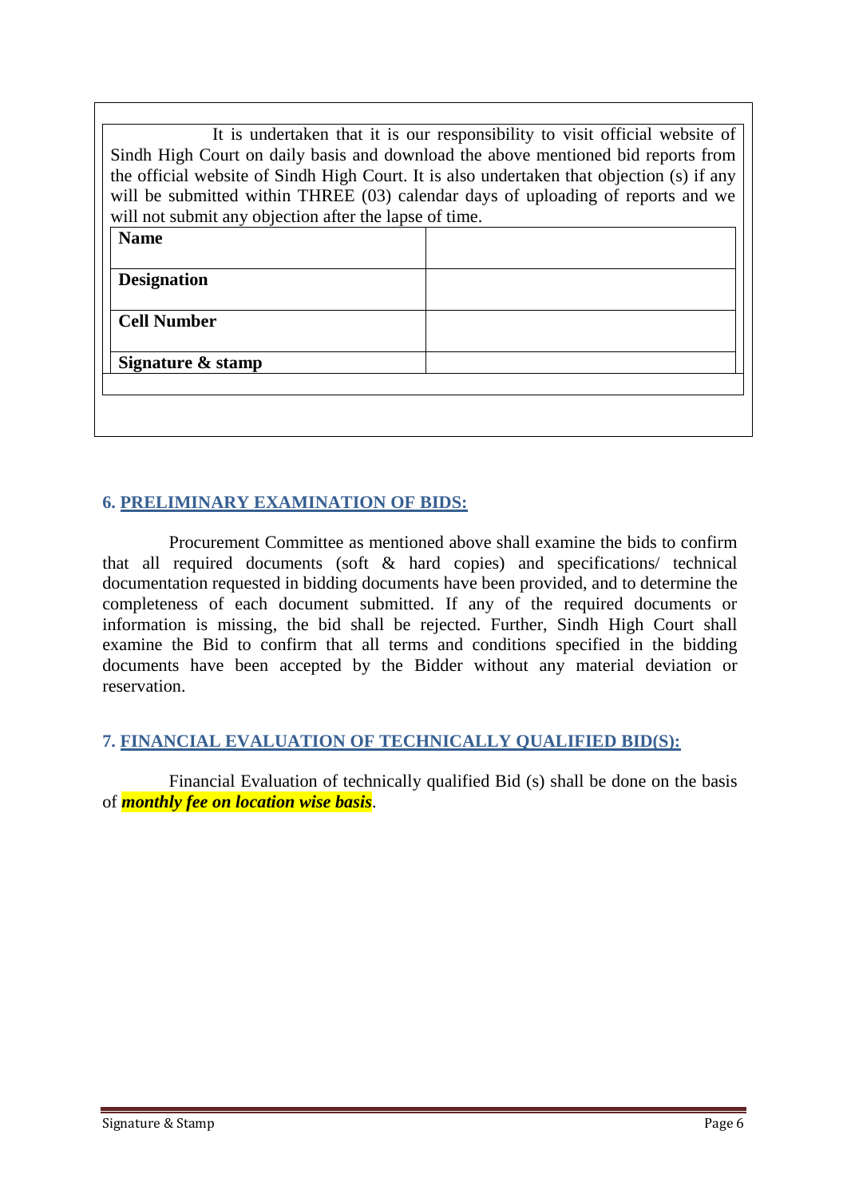It is undertaken that it is our responsibility to visit official website of Sindh High Court on daily basis and download the above mentioned bid reports from the official website of Sindh High Court. It is also undertaken that objection (s) if any will be submitted within THREE (03) calendar days of uploading of reports and we will not submit any objection after the lapse of time.

| **Name** | |
|---|---|
| **Designation** | |
| **Cell Number** | |
| **Signature & stamp** | |

## 6. PRELIMINARY EXAMINATION OF BIDS:

Procurement Committee as mentioned above shall examine the bids to confirm that all required documents (soft & hard copies) and specifications/ technical documentation requested in bidding documents have been provided, and to determine the completeness of each document submitted. If any of the required documents or information is missing, the bid shall be rejected. Further, Sindh High Court shall examine the Bid to confirm that all terms and conditions specified in the bidding documents have been accepted by the Bidder without any material deviation or reservation.

## 7. FINANCIAL EVALUATION OF TECHNICALLY QUALIFIED BID(S):

Financial Evaluation of technically qualified Bid (s) shall be done on the basis of ***monthly fee on location wise basis***.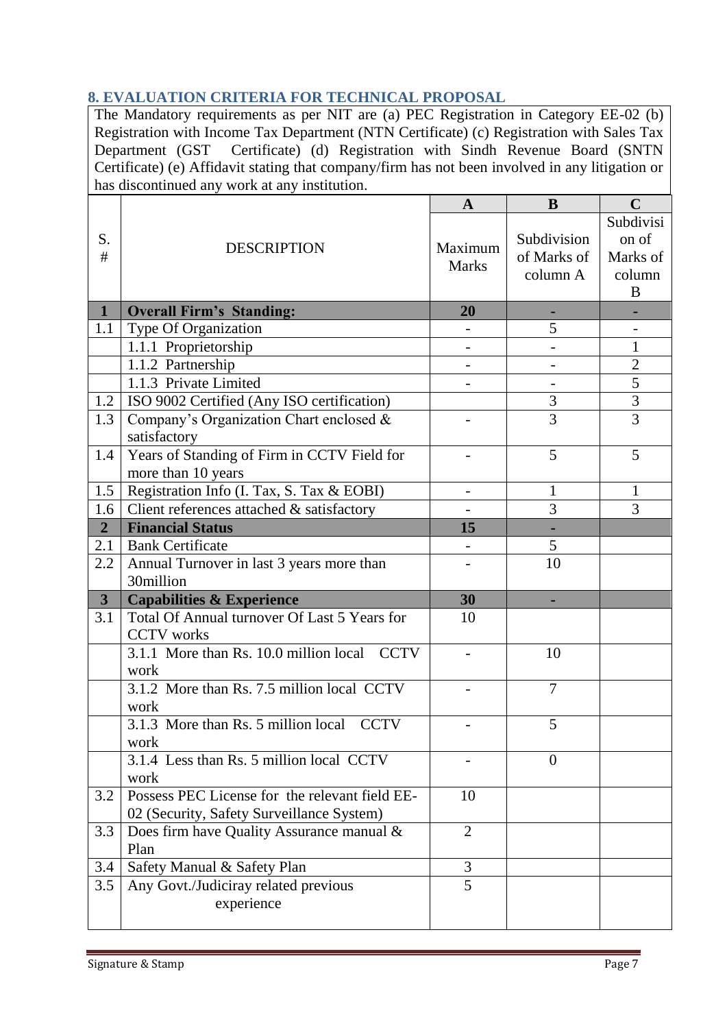## 8. EVALUATION CRITERIA FOR TECHNICAL PROPOSAL

The Mandatory requirements as per NIT are (a) PEC Registration in Category EE-02 (b) Registration with Income Tax Department (NTN Certificate) (c) Registration with Sales Tax Department (GST Certificate) (d) Registration with Sindh Revenue Board (SNTN Certificate) (e) Affidavit stating that company/firm has not been involved in any litigation or has discontinued any work at any institution.

| S. # | DESCRIPTION | A<br>Maximum Marks | B<br>Subdivision of Marks of column A | C<br>Subdivision of Marks of column B |
|---|---|---|---|---|
| **1** | **Overall Firm's Standing:** | **20** | - | - |
| 1.1 | Type Of Organization | - | 5 | - |
| | 1.1.1 Proprietorship | - | - | 1 |
| | 1.1.2 Partnership | - | - | 2 |
| | 1.1.3 Private Limited | - | - | 5 |
| 1.2 | ISO 9002 Certified (Any ISO certification) | | 3 | 3 |
| 1.3 | Company's Organization Chart enclosed & satisfactory | - | 3 | 3 |
| 1.4 | Years of Standing of Firm in CCTV Field for more than 10 years | - | 5 | 5 |
| 1.5 | Registration Info (I. Tax, S. Tax & EOBI) | - | 1 | 1 |
| 1.6 | Client references attached & satisfactory | - | 3 | 3 |
| **2** | **Financial Status** | **15** | - | |
| 2.1 | Bank Certificate | - | 5 | |
| 2.2 | Annual Turnover in last 3 years more than 30million | - | 10 | |
| **3** | **Capabilities & Experience** | **30** | - | |
| 3.1 | Total Of Annual turnover Of Last 5 Years for CCTV works | 10 | | |
| | 3.1.1 More than Rs. 10.0 million local CCTV work | - | 10 | |
| | 3.1.2 More than Rs. 7.5 million local CCTV work | - | 7 | |
| | 3.1.3 More than Rs. 5 million local CCTV work | - | 5 | |
| | 3.1.4 Less than Rs. 5 million local CCTV work | - | 0 | |
| 3.2 | Possess PEC License for the relevant field EE-02 (Security, Safety Surveillance System) | 10 | | |
| 3.3 | Does firm have Quality Assurance manual & Plan | 2 | | |
| 3.4 | Safety Manual & Safety Plan | 3 | | |
| 3.5 | Any Govt./Judiciray related previous experience | 5 | | |

Signature & Stamp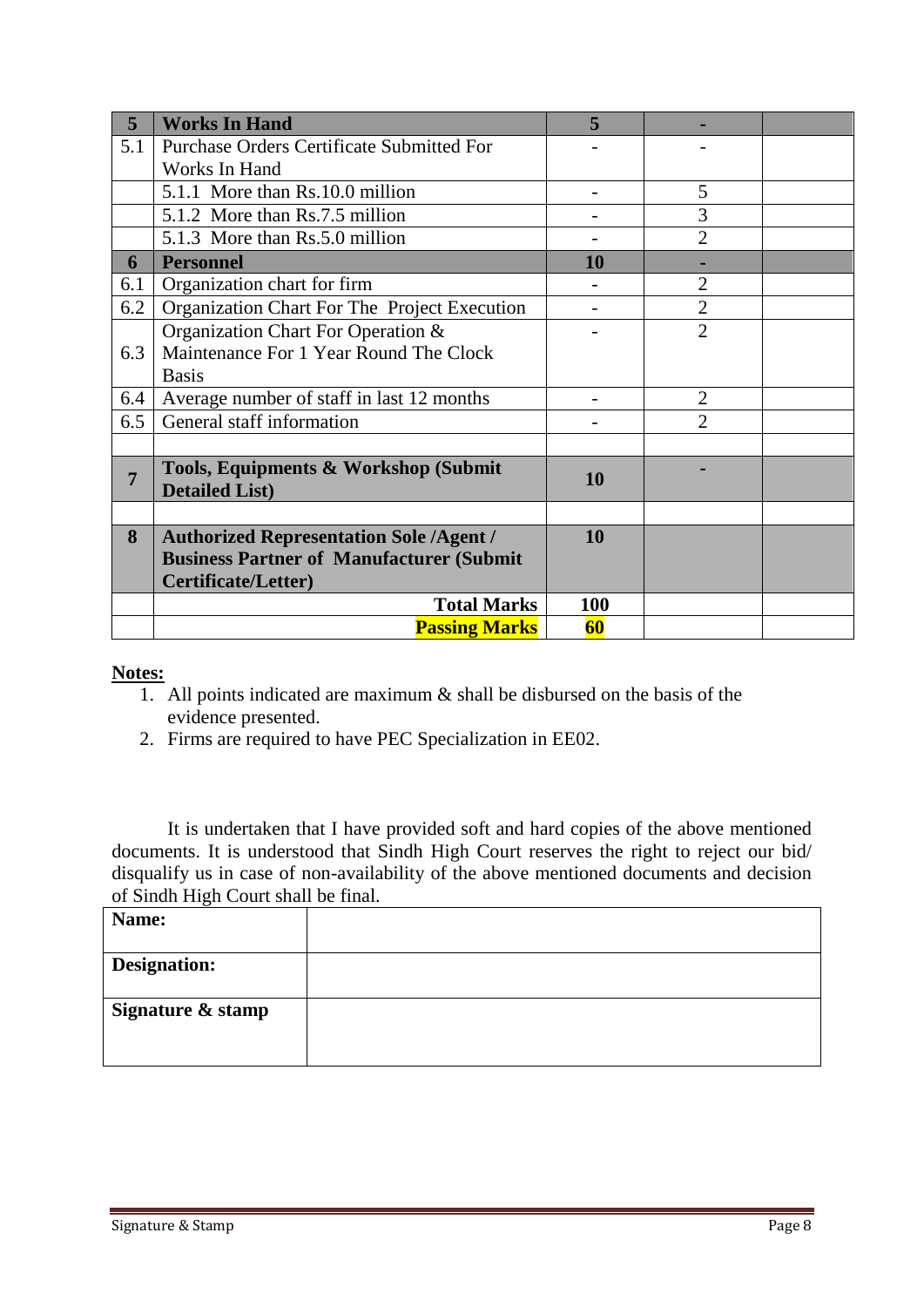| 5 | **Works In Hand** | **5** | - | |
|---|---|---|---|---|
| 5.1 | Purchase Orders Certificate Submitted For Works In Hand | - | - | |
| | 5.1.1 More than Rs.10.0 million | - | 5 | |
| | 5.1.2 More than Rs.7.5 million | - | 3 | |
| | 5.1.3 More than Rs.5.0 million | - | 2 | |
| **6** | **Personnel** | **10** | - | |
| 6.1 | Organization chart for firm | - | 2 | |
| 6.2 | Organization Chart For The Project Execution | - | 2 | |
| 6.3 | Organization Chart For Operation & Maintenance For 1 Year Round The Clock Basis | - | 2 | |
| 6.4 | Average number of staff in last 12 months | - | 2 | |
| 6.5 | General staff information | - | 2 | |
| | | | | |
| **7** | **Tools, Equipments & Workshop (Submit Detailed List)** | **10** | - | |
| | | | | |
| **8** | **Authorized Representation Sole /Agent / Business Partner of Manufacturer (Submit Certificate/Letter)** | **10** | | |
| | **Total Marks** | **100** | | |
| | **Passing Marks** | **60** | | |

**Notes:**

1. All points indicated are maximum & shall be disbursed on the basis of the evidence presented.
2. Firms are required to have PEC Specialization in EE02.

It is undertaken that I have provided soft and hard copies of the above mentioned documents. It is understood that Sindh High Court reserves the right to reject our bid/ disqualify us in case of non-availability of the above mentioned documents and decision of Sindh High Court shall be final.

| **Name:** | |
|---|---|
| **Designation:** | |
| **Signature & stamp** | |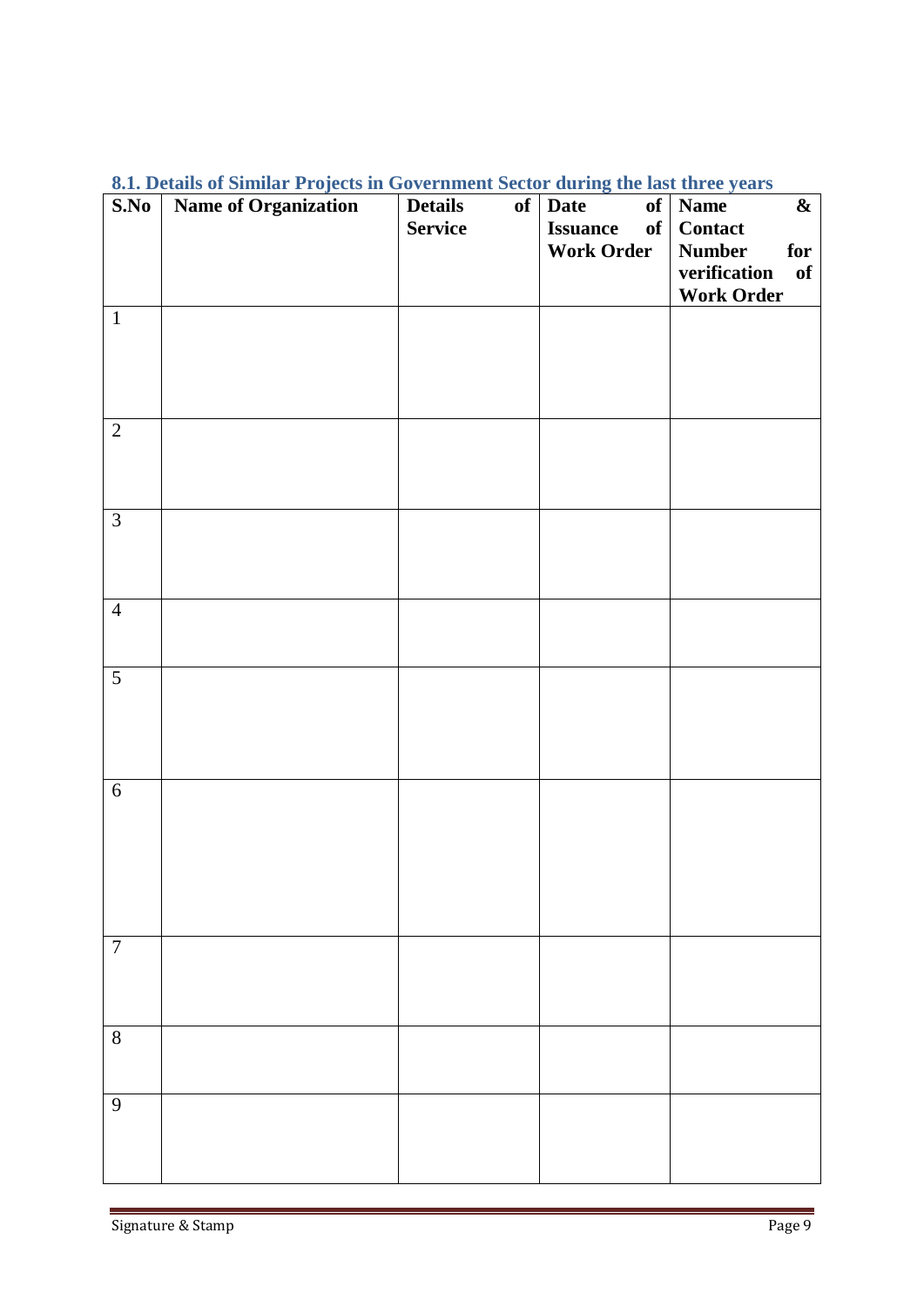### 8.1. Details of Similar Projects in Government Sector during the last three years

| S.No | Name of Organization | Details of Service | Date of Issuance of Work Order | Name & Contact Number for verification of Work Order |
|---|---|---|---|---|
| 1 | | | | |
| 2 | | | | |
| 3 | | | | |
| 4 | | | | |
| 5 | | | | |
| 6 | | | | |
| 7 | | | | |
| 8 | | | | |
| 9 | | | | |

Signature & Stamp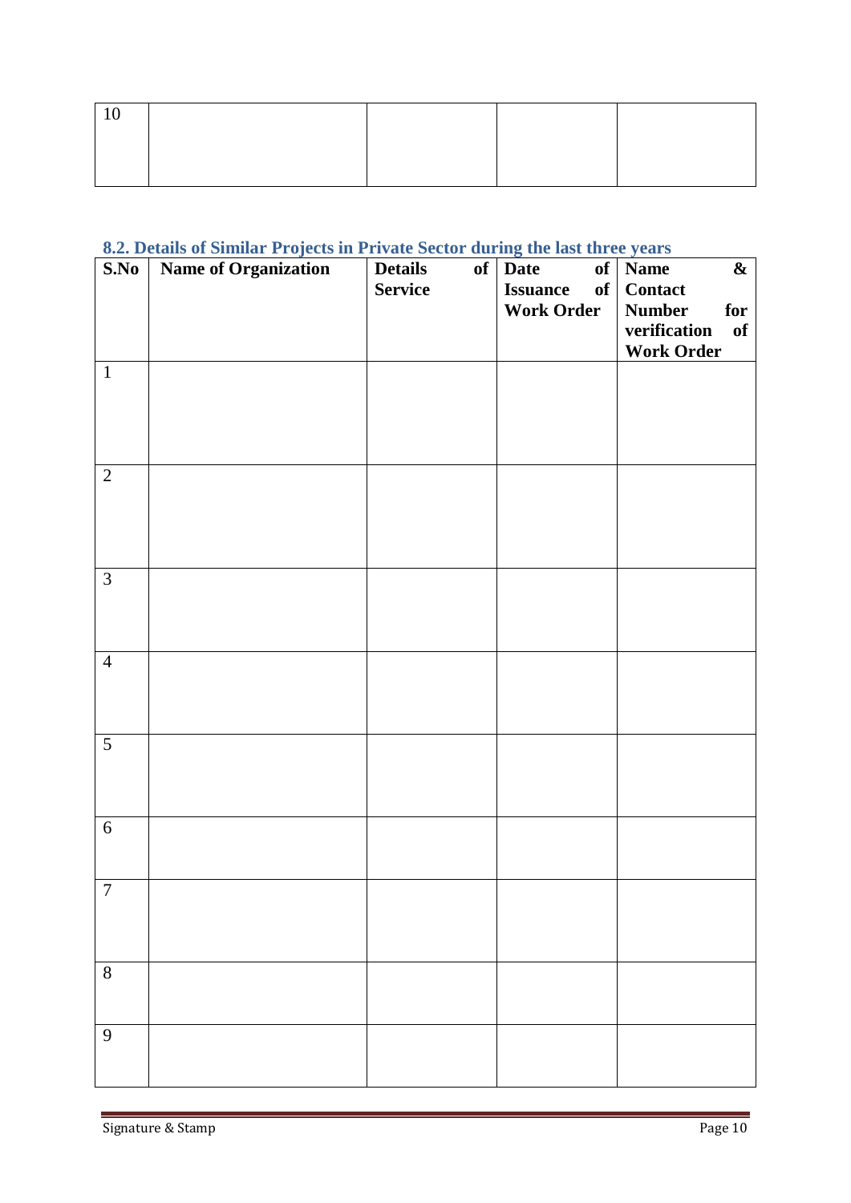| 10 | | | | |
|---|---|---|---|---|

### 8.2. Details of Similar Projects in Private Sector during the last three years

| S.No | Name of Organization | Details of Service | Date of Issuance of Work Order | Name & Contact Number for verification of Work Order |
|---|---|---|---|---|
| 1 | | | | |
| 2 | | | | |
| 3 | | | | |
| 4 | | | | |
| 5 | | | | |
| 6 | | | | |
| 7 | | | | |
| 8 | | | | |
| 9 | | | | |

Signature & Stamp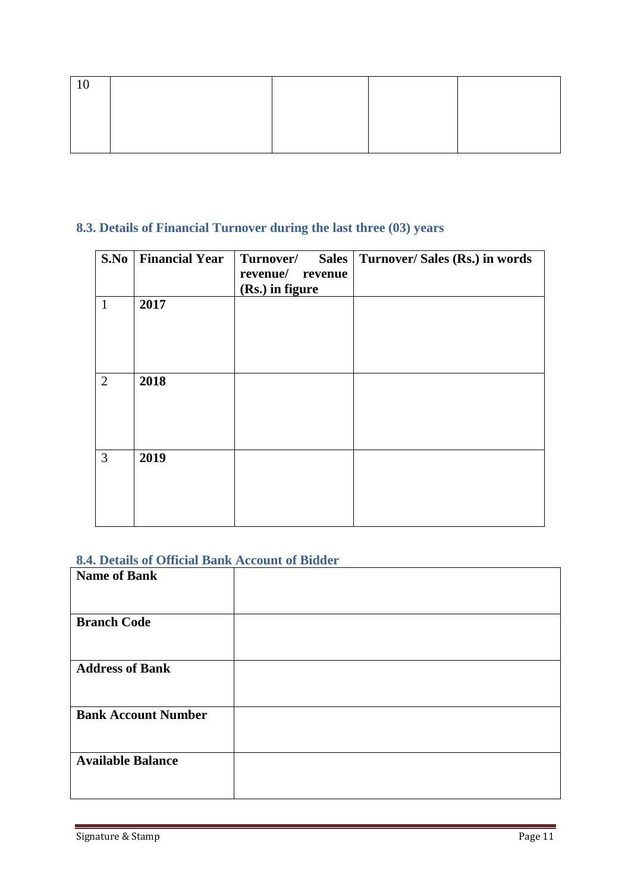| 10 | | | | |
|---|---|---|---|---|

### 8.3. Details of Financial Turnover during the last three (03) years

| S.No | Financial Year | Turnover/ Sales revenue/ revenue (Rs.) in figure | Turnover/ Sales (Rs.) in words |
|---|---|---|---|
| 1 | **2017** | | |
| 2 | **2018** | | |
| 3 | **2019** | | |

### 8.4. Details of Official Bank Account of Bidder

| **Name of Bank** | |
|---|---|
| **Branch Code** | |
| **Address of Bank** | |
| **Bank Account Number** | |
| **Available Balance** | |

Signature & Stamp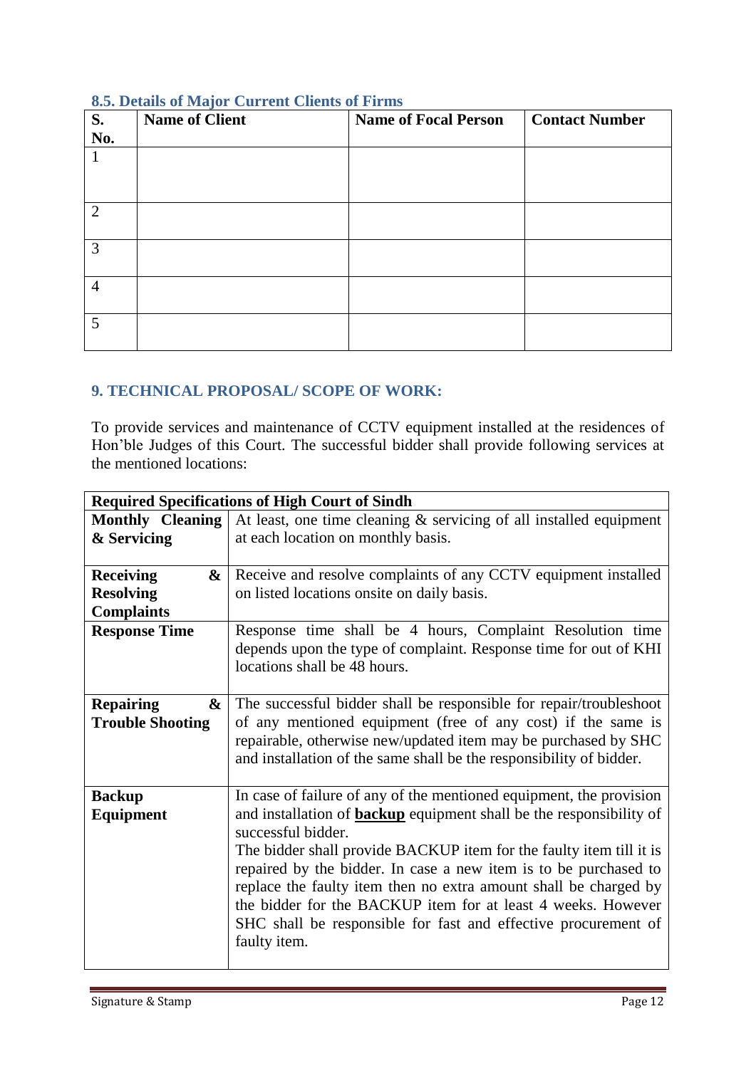### 8.5. Details of Major Current Clients of Firms

| S. No. | Name of Client | Name of Focal Person | Contact Number |
|---|---|---|---|
| 1 | | | |
| 2 | | | |
| 3 | | | |
| 4 | | | |
| 5 | | | |

### 9. TECHNICAL PROPOSAL/ SCOPE OF WORK:

To provide services and maintenance of CCTV equipment installed at the residences of Hon'ble Judges of this Court. The successful bidder shall provide following services at the mentioned locations:

| Required Specifications of High Court of Sindh | |
|---|---|
| **Monthly Cleaning & Servicing** | At least, one time cleaning & servicing of all installed equipment at each location on monthly basis. |
| **Receiving & Resolving Complaints** | Receive and resolve complaints of any CCTV equipment installed on listed locations onsite on daily basis. |
| **Response Time** | Response time shall be 4 hours, Complaint Resolution time depends upon the type of complaint. Response time for out of KHI locations shall be 48 hours. |
| **Repairing & Trouble Shooting** | The successful bidder shall be responsible for repair/troubleshoot of any mentioned equipment (free of any cost) if the same is repairable, otherwise new/updated item may be purchased by SHC and installation of the same shall be the responsibility of bidder. |
| **Backup Equipment** | In case of failure of any of the mentioned equipment, the provision and installation of **<u>backup</u>** equipment shall be the responsibility of successful bidder.<br>The bidder shall provide BACKUP item for the faulty item till it is repaired by the bidder. In case a new item is to be purchased to replace the faulty item then no extra amount shall be charged by the bidder for the BACKUP item for at least 4 weeks. However SHC shall be responsible for fast and effective procurement of faulty item. |

Signature & Stamp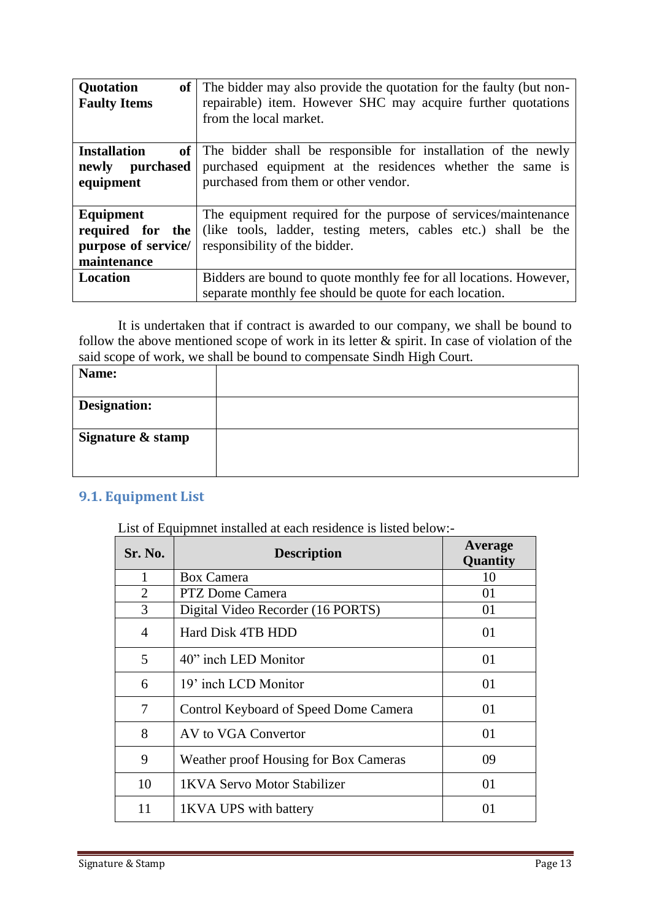| | |
|---|---|
| **Quotation of Faulty Items** | The bidder may also provide the quotation for the faulty (but non-repairable) item. However SHC may acquire further quotations from the local market. |
| **Installation of newly purchased equipment** | The bidder shall be responsible for installation of the newly purchased equipment at the residences whether the same is purchased from them or other vendor. |
| **Equipment required for the purpose of service/ maintenance** | The equipment required for the purpose of services/maintenance (like tools, ladder, testing meters, cables etc.) shall be the responsibility of the bidder. |
| **Location** | Bidders are bound to quote monthly fee for all locations. However, separate monthly fee should be quote for each location. |

It is undertaken that if contract is awarded to our company, we shall be bound to follow the above mentioned scope of work in its letter & spirit. In case of violation of the said scope of work, we shall be bound to compensate Sindh High Court.

| | |
|---|---|
| **Name:** | |
| **Designation:** | |
| **Signature & stamp** | |

## 9.1. Equipment List

List of Equipmnet installed at each residence is listed below:-

| Sr. No. | Description | Average Quantity |
|---|---|---|
| 1 | Box Camera | 10 |
| 2 | PTZ Dome Camera | 01 |
| 3 | Digital Video Recorder (16 PORTS) | 01 |
| 4 | Hard Disk 4TB HDD | 01 |
| 5 | 40” inch LED Monitor | 01 |
| 6 | 19’ inch LCD Monitor | 01 |
| 7 | Control Keyboard of Speed Dome Camera | 01 |
| 8 | AV to VGA Convertor | 01 |
| 9 | Weather proof Housing for Box Cameras | 09 |
| 10 | 1KVA Servo Motor Stabilizer | 01 |
| 11 | 1KVA UPS with battery | 01 |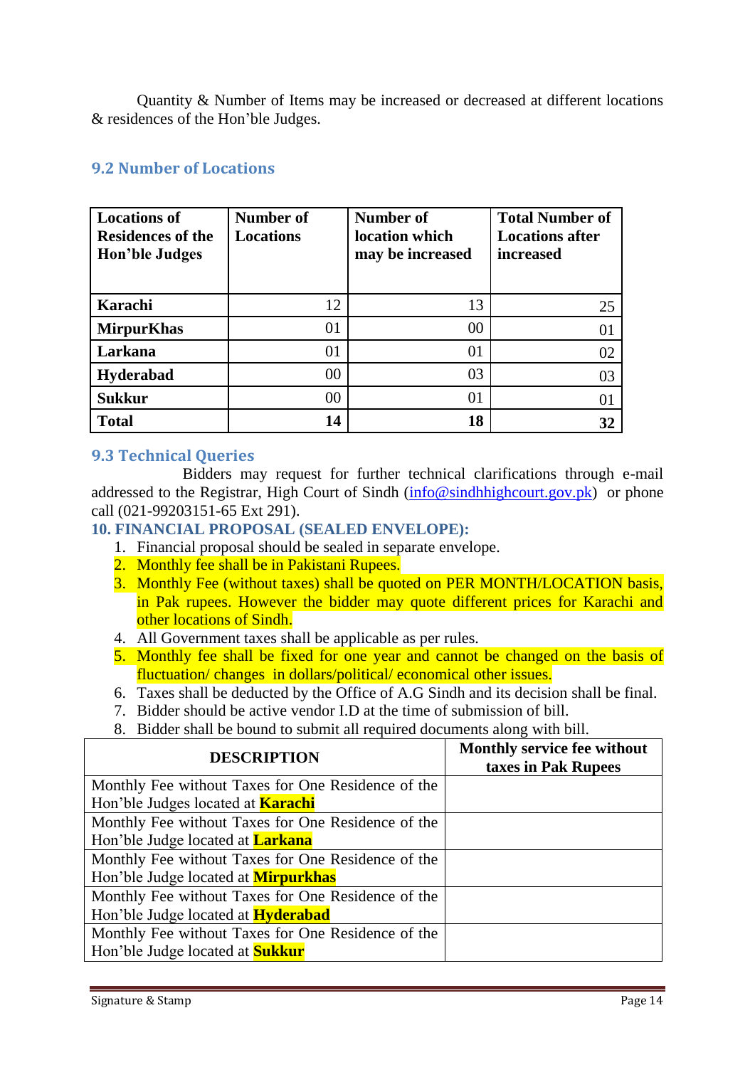Quantity & Number of Items may be increased or decreased at different locations & residences of the Hon'ble Judges.

## 9.2 Number of Locations

| Locations of Residences of the Hon'ble Judges | Number of Locations | Number of location which may be increased | Total Number of Locations after increased |
|---|---|---|---|
| **Karachi** | 12 | 13 | 25 |
| **MirpurKhas** | 01 | 00 | 01 |
| **Larkana** | 01 | 01 | 02 |
| **Hyderabad** | 00 | 03 | 03 |
| **Sukkur** | 00 | 01 | 01 |
| **Total** | **14** | **18** | **32** |

## 9.3 Technical Queries

Bidders may request for further technical clarifications through e-mail addressed to the Registrar, High Court of Sindh (info@sindhhighcourt.gov.pk) or phone call (021-99203151-65 Ext 291).

## 10. FINANCIAL PROPOSAL (SEALED ENVELOPE):

1. Financial proposal should be sealed in separate envelope.
2. Monthly fee shall be in Pakistani Rupees.
3. Monthly Fee (without taxes) shall be quoted on PER MONTH/LOCATION basis, in Pak rupees. However the bidder may quote different prices for Karachi and other locations of Sindh.
4. All Government taxes shall be applicable as per rules.
5. Monthly fee shall be fixed for one year and cannot be changed on the basis of fluctuation/ changes in dollars/political/ economical other issues.
6. Taxes shall be deducted by the Office of A.G Sindh and its decision shall be final.
7. Bidder should be active vendor I.D at the time of submission of bill.
8. Bidder shall be bound to submit all required documents along with bill.

| DESCRIPTION | Monthly service fee without taxes in Pak Rupees |
|---|---|
| Monthly Fee without Taxes for One Residence of the Hon'ble Judges located at **Karachi** | |
| Monthly Fee without Taxes for One Residence of the Hon'ble Judge located at **Larkana** | |
| Monthly Fee without Taxes for One Residence of the Hon'ble Judge located at **Mirpurkhas** | |
| Monthly Fee without Taxes for One Residence of the Hon'ble Judge located at **Hyderabad** | |
| Monthly Fee without Taxes for One Residence of the Hon'ble Judge located at **Sukkur** | |

Signature & Stamp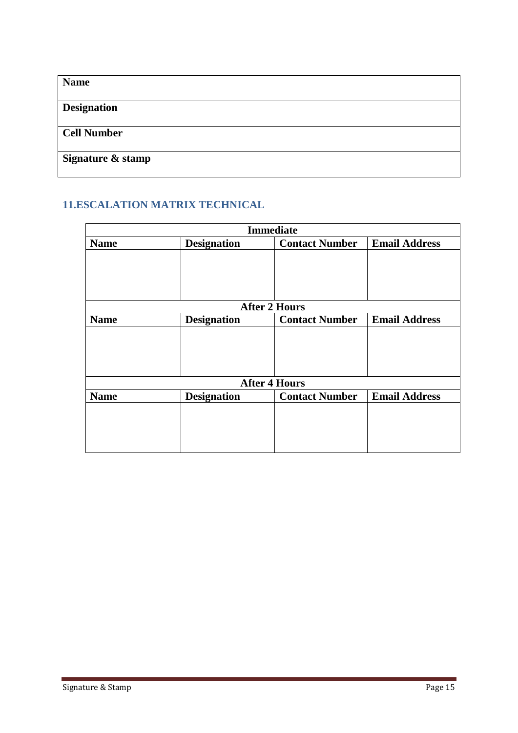| Name | |
|---|---|
| Designation | |
| Cell Number | |
| Signature & stamp | |

## 11.ESCALATION MATRIX TECHNICAL

| Immediate | | | |
|---|---|---|---|
| **Name** | **Designation** | **Contact Number** | **Email Address** |
| | | | |
| **After 2 Hours** | | | |
| **Name** | **Designation** | **Contact Number** | **Email Address** |
| | | | |
| **After 4 Hours** | | | |
| **Name** | **Designation** | **Contact Number** | **Email Address** |
| | | | |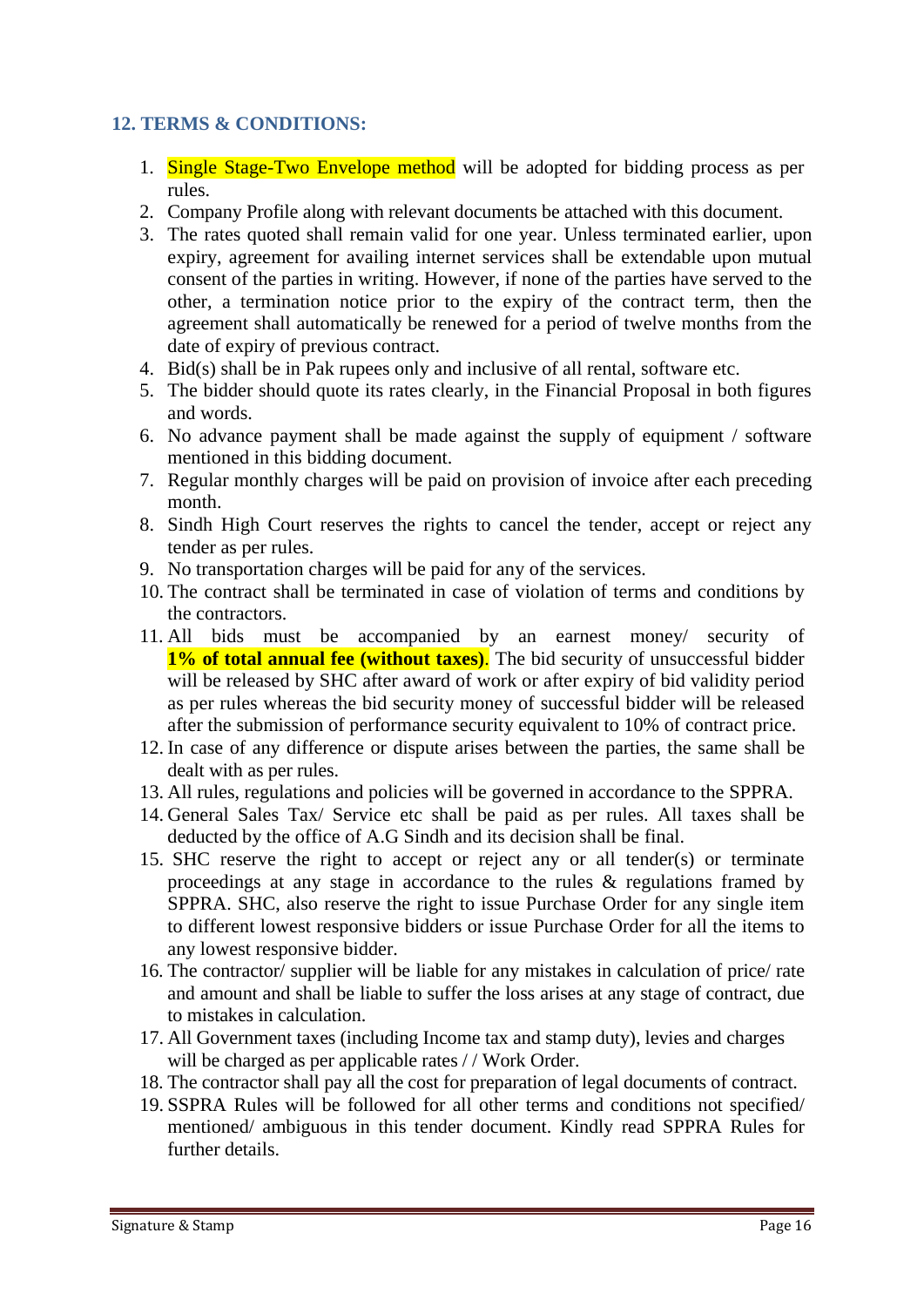## 12. TERMS & CONDITIONS:

1. Single Stage-Two Envelope method will be adopted for bidding process as per rules.
2. Company Profile along with relevant documents be attached with this document.
3. The rates quoted shall remain valid for one year. Unless terminated earlier, upon expiry, agreement for availing internet services shall be extendable upon mutual consent of the parties in writing. However, if none of the parties have served to the other, a termination notice prior to the expiry of the contract term, then the agreement shall automatically be renewed for a period of twelve months from the date of expiry of previous contract.
4. Bid(s) shall be in Pak rupees only and inclusive of all rental, software etc.
5. The bidder should quote its rates clearly, in the Financial Proposal in both figures and words.
6. No advance payment shall be made against the supply of equipment / software mentioned in this bidding document.
7. Regular monthly charges will be paid on provision of invoice after each preceding month.
8. Sindh High Court reserves the rights to cancel the tender, accept or reject any tender as per rules.
9. No transportation charges will be paid for any of the services.
10. The contract shall be terminated in case of violation of terms and conditions by the contractors.
11. All bids must be accompanied by an earnest money/ security of **1% of total annual fee (without taxes)**. The bid security of unsuccessful bidder will be released by SHC after award of work or after expiry of bid validity period as per rules whereas the bid security money of successful bidder will be released after the submission of performance security equivalent to 10% of contract price.
12. In case of any difference or dispute arises between the parties, the same shall be dealt with as per rules.
13. All rules, regulations and policies will be governed in accordance to the SPPRA.
14. General Sales Tax/ Service etc shall be paid as per rules. All taxes shall be deducted by the office of A.G Sindh and its decision shall be final.
15. SHC reserve the right to accept or reject any or all tender(s) or terminate proceedings at any stage in accordance to the rules & regulations framed by SPPRA. SHC, also reserve the right to issue Purchase Order for any single item to different lowest responsive bidders or issue Purchase Order for all the items to any lowest responsive bidder.
16. The contractor/ supplier will be liable for any mistakes in calculation of price/ rate and amount and shall be liable to suffer the loss arises at any stage of contract, due to mistakes in calculation.
17. All Government taxes (including Income tax and stamp duty), levies and charges will be charged as per applicable rates / / Work Order.
18. The contractor shall pay all the cost for preparation of legal documents of contract.
19. SSPRA Rules will be followed for all other terms and conditions not specified/ mentioned/ ambiguous in this tender document. Kindly read SPPRA Rules for further details.

Signature & Stamp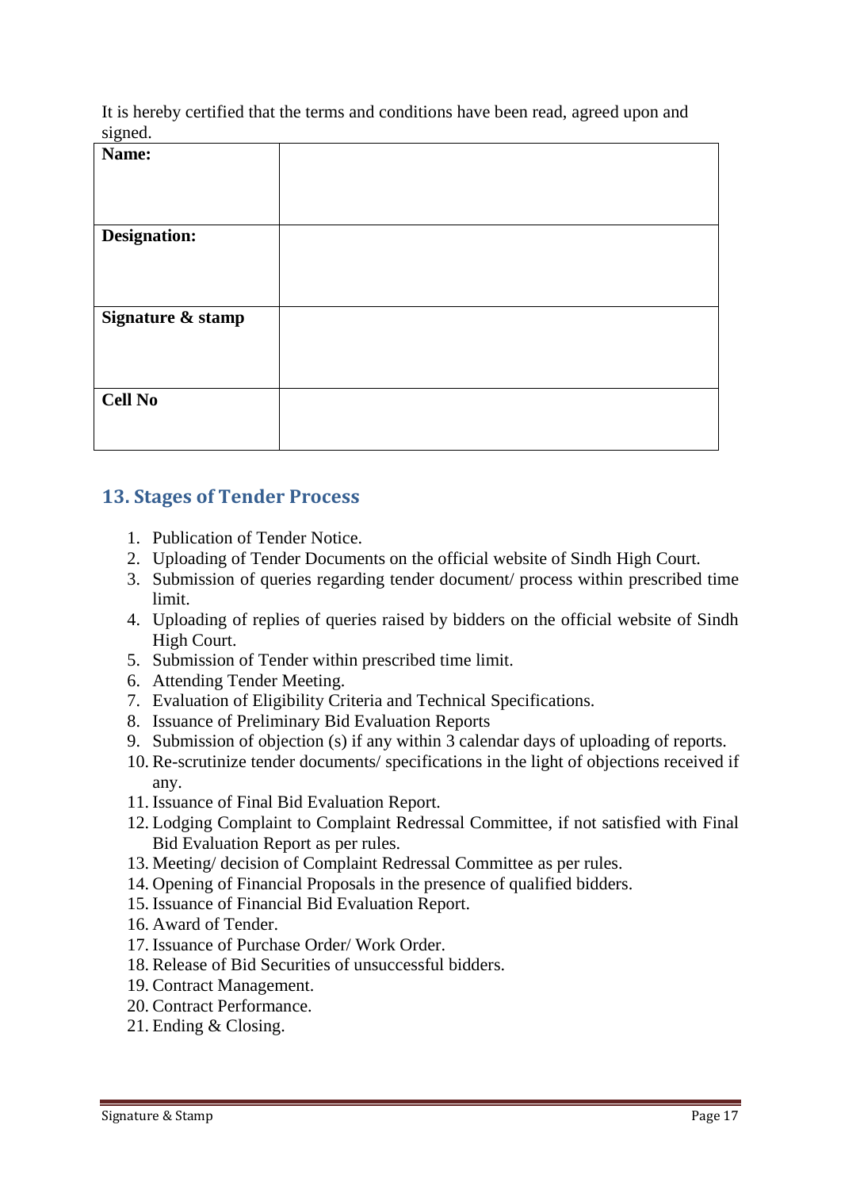It is hereby certified that the terms and conditions have been read, agreed upon and signed.

| **Name:** | |
|---|---|
| **Designation:** | |
| **Signature & stamp** | |
| **Cell No** | |

## 13. Stages of Tender Process

1. Publication of Tender Notice.
2. Uploading of Tender Documents on the official website of Sindh High Court.
3. Submission of queries regarding tender document/ process within prescribed time limit.
4. Uploading of replies of queries raised by bidders on the official website of Sindh High Court.
5. Submission of Tender within prescribed time limit.
6. Attending Tender Meeting.
7. Evaluation of Eligibility Criteria and Technical Specifications.
8. Issuance of Preliminary Bid Evaluation Reports
9. Submission of objection (s) if any within 3 calendar days of uploading of reports.
10. Re-scrutinize tender documents/ specifications in the light of objections received if any.
11. Issuance of Final Bid Evaluation Report.
12. Lodging Complaint to Complaint Redressal Committee, if not satisfied with Final Bid Evaluation Report as per rules.
13. Meeting/ decision of Complaint Redressal Committee as per rules.
14. Opening of Financial Proposals in the presence of qualified bidders.
15. Issuance of Financial Bid Evaluation Report.
16. Award of Tender.
17. Issuance of Purchase Order/ Work Order.
18. Release of Bid Securities of unsuccessful bidders.
19. Contract Management.
20. Contract Performance.
21. Ending & Closing.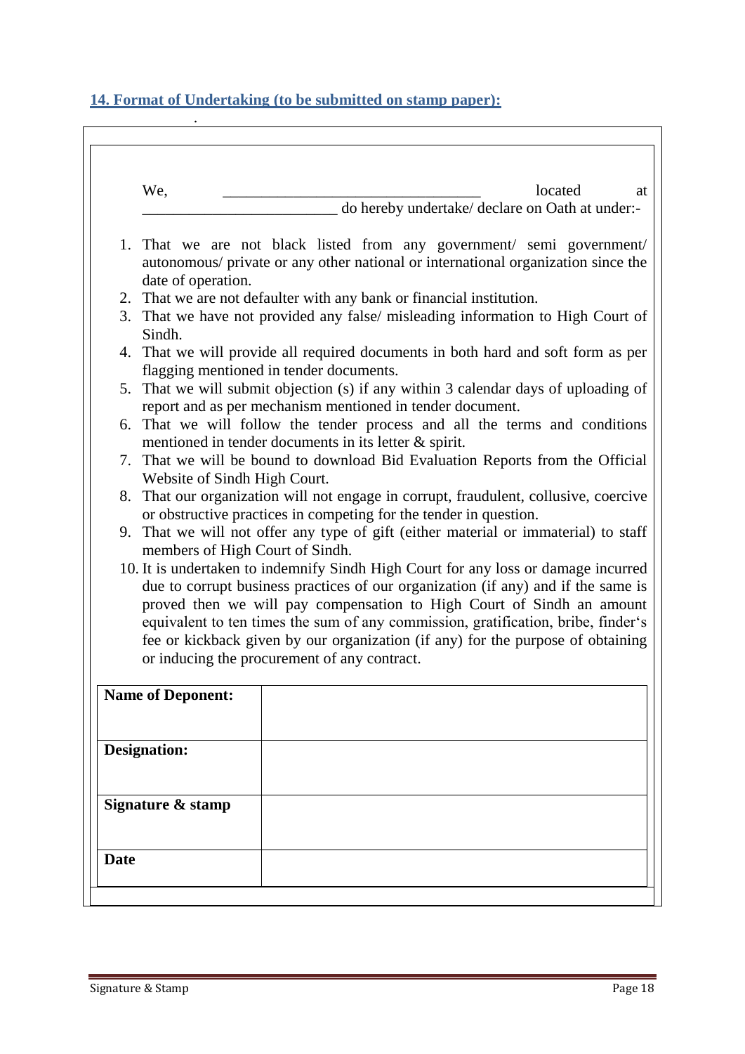## 14. Format of Undertaking (to be submitted on stamp paper):

We, _________________________________ located at _________________________ do hereby undertake/ declare on Oath at under:-

1. That we are not black listed from any government/ semi government/ autonomous/ private or any other national or international organization since the date of operation.
2. That we are not defaulter with any bank or financial institution.
3. That we have not provided any false/ misleading information to High Court of Sindh.
4. That we will provide all required documents in both hard and soft form as per flagging mentioned in tender documents.
5. That we will submit objection (s) if any within 3 calendar days of uploading of report and as per mechanism mentioned in tender document.
6. That we will follow the tender process and all the terms and conditions mentioned in tender documents in its letter & spirit.
7. That we will be bound to download Bid Evaluation Reports from the Official Website of Sindh High Court.
8. That our organization will not engage in corrupt, fraudulent, collusive, coercive or obstructive practices in competing for the tender in question.
9. That we will not offer any type of gift (either material or immaterial) to staff members of High Court of Sindh.
10. It is undertaken to indemnify Sindh High Court for any loss or damage incurred due to corrupt business practices of our organization (if any) and if the same is proved then we will pay compensation to High Court of Sindh an amount equivalent to ten times the sum of any commission, gratification, bribe, finder's fee or kickback given by our organization (if any) for the purpose of obtaining or inducing the procurement of any contract.

| **Name of Deponent:** | |
|---|---|
| **Designation:** | |
| **Signature & stamp** | |
| **Date** | |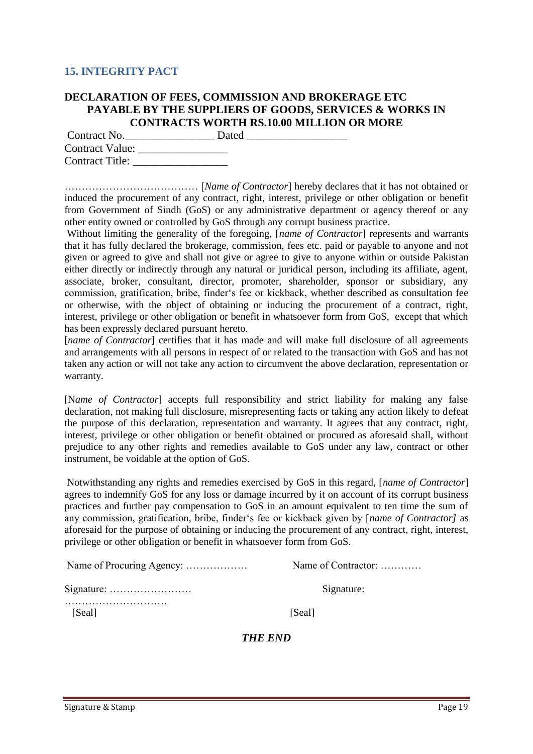## 15. INTEGRITY PACT

### DECLARATION OF FEES, COMMISSION AND BROKERAGE ETC PAYABLE BY THE SUPPLIERS OF GOODS, SERVICES & WORKS IN CONTRACTS WORTH RS.10.00 MILLION OR MORE

Contract No.________________ Dated __________________
Contract Value: ________________
Contract Title: _________________

………………………………… [*Name of Contractor*] hereby declares that it has not obtained or induced the procurement of any contract, right, interest, privilege or other obligation or benefit from Government of Sindh (GoS) or any administrative department or agency thereof or any other entity owned or controlled by GoS through any corrupt business practice.

Without limiting the generality of the foregoing, [*name of Contractor*] represents and warrants that it has fully declared the brokerage, commission, fees etc. paid or payable to anyone and not given or agreed to give and shall not give or agree to give to anyone within or outside Pakistan either directly or indirectly through any natural or juridical person, including its affiliate, agent, associate, broker, consultant, director, promoter, shareholder, sponsor or subsidiary, any commission, gratification, bribe, finder's fee or kickback, whether described as consultation fee or otherwise, with the object of obtaining or inducing the procurement of a contract, right, interest, privilege or other obligation or benefit in whatsoever form from GoS, except that which has been expressly declared pursuant hereto.

[*name of Contractor*] certifies that it has made and will make full disclosure of all agreements and arrangements with all persons in respect of or related to the transaction with GoS and has not taken any action or will not take any action to circumvent the above declaration, representation or warranty.

[N*ame of Contractor*] accepts full responsibility and strict liability for making any false declaration, not making full disclosure, misrepresenting facts or taking any action likely to defeat the purpose of this declaration, representation and warranty. It agrees that any contract, right, interest, privilege or other obligation or benefit obtained or procured as aforesaid shall, without prejudice to any other rights and remedies available to GoS under any law, contract or other instrument, be voidable at the option of GoS.

Notwithstanding any rights and remedies exercised by GoS in this regard, [*name of Contractor*] agrees to indemnify GoS for any loss or damage incurred by it on account of its corrupt business practices and further pay compensation to GoS in an amount equivalent to ten time the sum of any commission, gratification, bribe, finder's fee or kickback given by [*name of Contractor]* as aforesaid for the purpose of obtaining or inducing the procurement of any contract, right, interest, privilege or other obligation or benefit in whatsoever form from GoS.

Name of Procuring Agency: ……………… Name of Contractor: …………

Signature: …………………… Signature: …………………………

[Seal] [Seal]

***THE END***